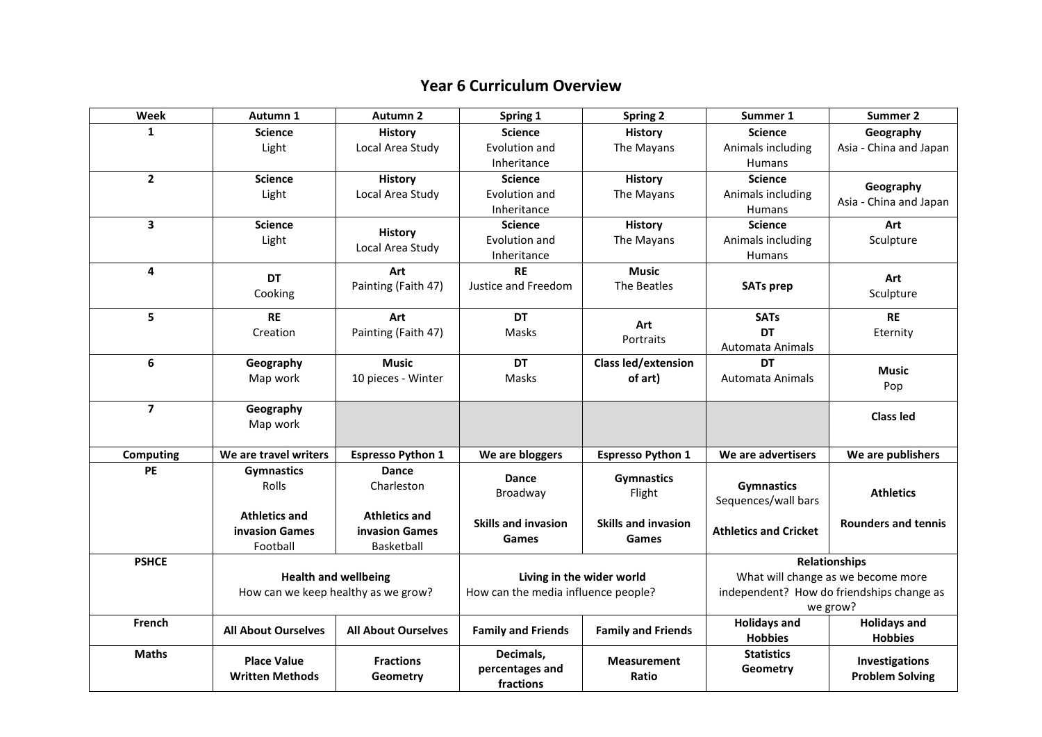# Year 6 Curriculum Overview

| Week | Autumn 1 | Autumn 2 | Spring 1 | Spring 2 | Summer 1 | Summer 2 |
|---|---|---|---|---|---|---|
| **1** | **Science** Light | **History** Local Area Study | **Science** Evolution and Inheritance | **History** The Mayans | **Science** Animals including Humans | **Geography** Asia - China and Japan |
| **2** | **Science** Light | **History** Local Area Study | **Science** Evolution and Inheritance | **History** The Mayans | **Science** Animals including Humans | **Geography** Asia - China and Japan |
| **3** | **Science** Light | **History** Local Area Study | **Science** Evolution and Inheritance | **History** The Mayans | **Science** Animals including Humans | **Art** Sculpture |
| **4** | **DT** Cooking | **Art** Painting (Faith 47) | **RE** Justice and Freedom | **Music** The Beatles | **SATs prep** | **Art** Sculpture |
| **5** | **RE** Creation | **Art** Painting (Faith 47) | **DT** Masks | **Art** Portraits | **SATs** **DT** Automata Animals | **RE** Eternity |
| **6** | **Geography** Map work | **Music** 10 pieces - Winter | **DT** Masks | **Class led/extension of art)** | **DT** Automata Animals | **Music** Pop |
| **7** | **Geography** Map work | | | | | **Class led** |
| **Computing** | **We are travel writers** | **Espresso Python 1** | **We are bloggers** | **Espresso Python 1** | **We are advertisers** | **We are publishers** |
| **PE** | **Gymnastics** Rolls<br>**Athletics and invasion Games** Football | **Dance** Charleston<br>**Athletics and invasion Games** Basketball | **Dance** Broadway<br>**Skills and invasion Games** | **Gymnastics** Flight<br>**Skills and invasion Games** | **Gymnastics** Sequences/wall bars<br>**Athletics and Cricket** | **Athletics**<br>**Rounders and tennis** |
| **PSHCE** | **Health and wellbeing** How can we keep healthy as we grow? | | **Living in the wider world** How can the media influence people? | | **Relationships** What will change as we become more independent? How do friendships change as we grow? | |
| **French** | **All About Ourselves** | **All About Ourselves** | **Family and Friends** | **Family and Friends** | **Holidays and Hobbies** | **Holidays and Hobbies** |
| **Maths** | **Place Value** **Written Methods** | **Fractions** **Geometry** | **Decimals, percentages and fractions** | **Measurement** **Ratio** | **Statistics** **Geometry** | **Investigations** **Problem Solving** |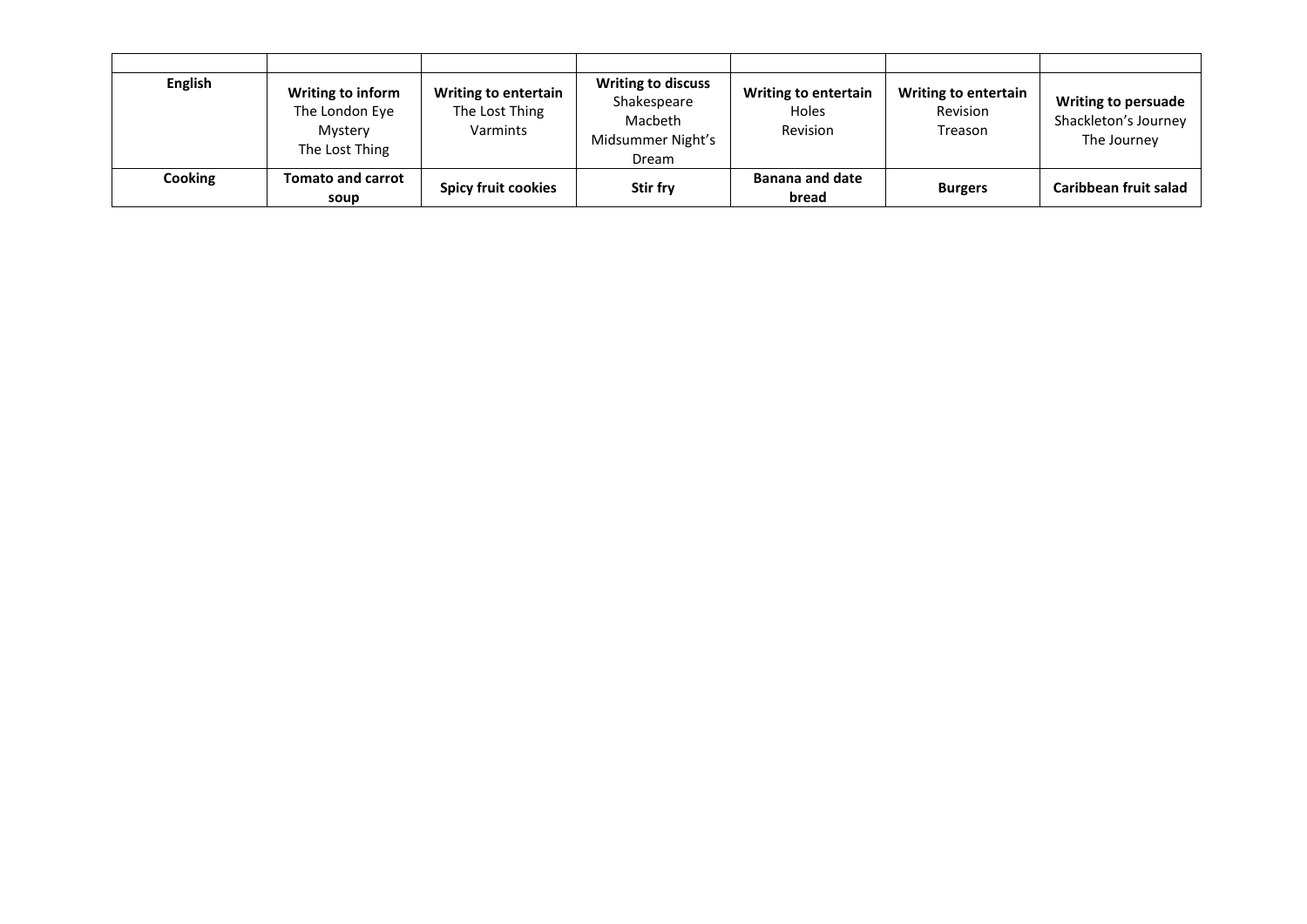| | | | | | | |
|---|---|---|---|---|---|---|
| **English** | **Writing to inform** The London Eye Mystery The Lost Thing | **Writing to entertain** The Lost Thing Varmints | **Writing to discuss** Shakespeare Macbeth Midsummer Night's Dream | **Writing to entertain** Holes Revision | **Writing to entertain** Revision Treason | **Writing to persuade** Shackleton's Journey The Journey |
| **Cooking** | **Tomato and carrot soup** | **Spicy fruit cookies** | **Stir fry** | **Banana and date bread** | **Burgers** | **Caribbean fruit salad** |